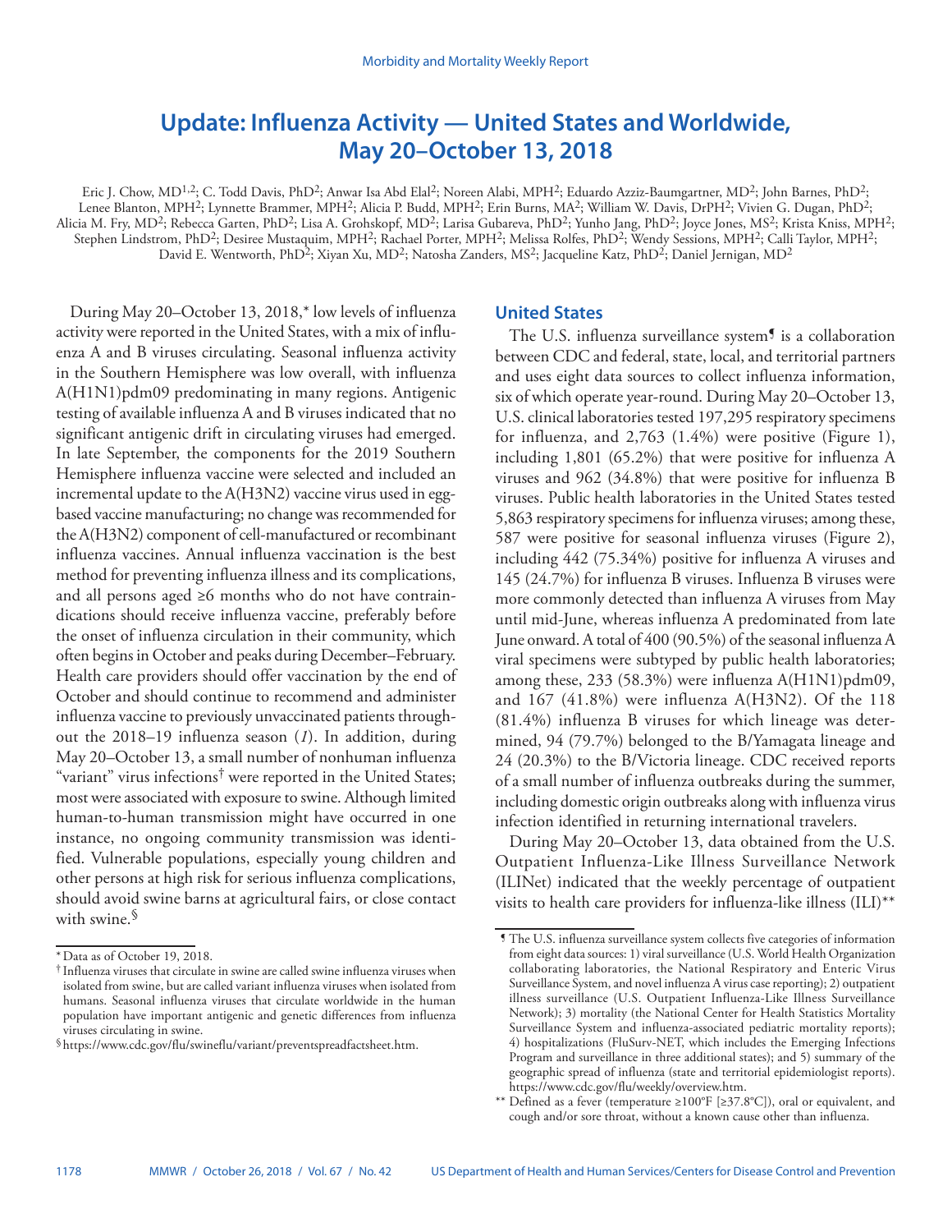# Update: Influenza Activity — United States and Worldwide, May 20–October 13, 2018

Eric J. Chow, MD[1,2]; C. Todd Davis, PhD[2]; Anwar Isa Abd Elal[2]; Noreen Alabi, MPH[2]; Eduardo Azziz-Baumgartner, MD[2]; John Barnes, PhD[2]; Lenee Blanton, MPH[2]; Lynnette Brammer, MPH[2]; Alicia P. Budd, MPH[2]; Erin Burns, MA[2]; William W. Davis, DrPH[2]; Vivien G. Dugan, PhD[2]; Alicia M. Fry, MD[2]; Rebecca Garten, PhD[2]; Lisa A. Grohskopf, MD[2]; Larisa Gubareva, PhD[2]; Yunho Jang, PhD[2]; Joyce Jones, MS[2]; Krista Kniss, MPH[2]; Stephen Lindstrom, PhD[2]; Desiree Mustaquim, MPH[2]; Rachael Porter, MPH[2]; Melissa Rolfes, PhD[2]; Wendy Sessions, MPH[2]; Calli Taylor, MPH[2]; David E. Wentworth, PhD[2]; Xiyan Xu, MD[2]; Natosha Zanders, MS[2]; Jacqueline Katz, PhD[2]; Daniel Jernigan, MD[2]

During May 20–October 13, 2018,* low levels of influenza activity were reported in the United States, with a mix of influenza A and B viruses circulating. Seasonal influenza activity in the Southern Hemisphere was low overall, with influenza A(H1N1)pdm09 predominating in many regions. Antigenic testing of available influenza A and B viruses indicated that no significant antigenic drift in circulating viruses had emerged. In late September, the components for the 2019 Southern Hemisphere influenza vaccine were selected and included an incremental update to the A(H3N2) vaccine virus used in egg-based vaccine manufacturing; no change was recommended for the A(H3N2) component of cell-manufactured or recombinant influenza vaccines. Annual influenza vaccination is the best method for preventing influenza illness and its complications, and all persons aged ≥6 months who do not have contraindications should receive influenza vaccine, preferably before the onset of influenza circulation in their community, which often begins in October and peaks during December–February. Health care providers should offer vaccination by the end of October and should continue to recommend and administer influenza vaccine to previously unvaccinated patients throughout the 2018–19 influenza season (*1*). In addition, during May 20–October 13, a small number of nonhuman influenza "variant" virus infections† were reported in the United States; most were associated with exposure to swine. Although limited human-to-human transmission might have occurred in one instance, no ongoing community transmission was identified. Vulnerable populations, especially young children and other persons at high risk for serious influenza complications, should avoid swine barns at agricultural fairs, or close contact with swine.§

## United States

The U.S. influenza surveillance system¶ is a collaboration between CDC and federal, state, local, and territorial partners and uses eight data sources to collect influenza information, six of which operate year-round. During May 20–October 13, U.S. clinical laboratories tested 197,295 respiratory specimens for influenza, and 2,763 (1.4%) were positive (Figure 1), including 1,801 (65.2%) that were positive for influenza A viruses and 962 (34.8%) that were positive for influenza B viruses. Public health laboratories in the United States tested 5,863 respiratory specimens for influenza viruses; among these, 587 were positive for seasonal influenza viruses (Figure 2), including 442 (75.34%) positive for influenza A viruses and 145 (24.7%) for influenza B viruses. Influenza B viruses were more commonly detected than influenza A viruses from May until mid-June, whereas influenza A predominated from late June onward. A total of 400 (90.5%) of the seasonal influenza A viral specimens were subtyped by public health laboratories; among these, 233 (58.3%) were influenza A(H1N1)pdm09, and 167 (41.8%) were influenza A(H3N2). Of the 118 (81.4%) influenza B viruses for which lineage was determined, 94 (79.7%) belonged to the B/Yamagata lineage and 24 (20.3%) to the B/Victoria lineage. CDC received reports of a small number of influenza outbreaks during the summer, including domestic origin outbreaks along with influenza virus infection identified in returning international travelers.

During May 20–October 13, data obtained from the U.S. Outpatient Influenza-Like Illness Surveillance Network (ILINet) indicated that the weekly percentage of outpatient visits to health care providers for influenza-like illness (ILI)**

---

\* Data as of October 19, 2018.

† Influenza viruses that circulate in swine are called swine influenza viruses when isolated from swine, but are called variant influenza viruses when isolated from humans. Seasonal influenza viruses that circulate worldwide in the human population have important antigenic and genetic differences from influenza viruses circulating in swine.

§ https://www.cdc.gov/flu/swineflu/variant/preventspreadfactsheet.htm.

¶ The U.S. influenza surveillance system collects five categories of information from eight data sources: 1) viral surveillance (U.S. World Health Organization collaborating laboratories, the National Respiratory and Enteric Virus Surveillance System, and novel influenza A virus case reporting); 2) outpatient illness surveillance (U.S. Outpatient Influenza-Like Illness Surveillance Network); 3) mortality (the National Center for Health Statistics Mortality Surveillance System and influenza-associated pediatric mortality reports); 4) hospitalizations (FluSurv-NET, which includes the Emerging Infections Program and surveillance in three additional states); and 5) summary of the geographic spread of influenza (state and territorial epidemiologist reports). https://www.cdc.gov/flu/weekly/overview.htm.

\** Defined as a fever (temperature ≥100°F [≥37.8°C]), oral or equivalent, and cough and/or sore throat, without a known cause other than influenza.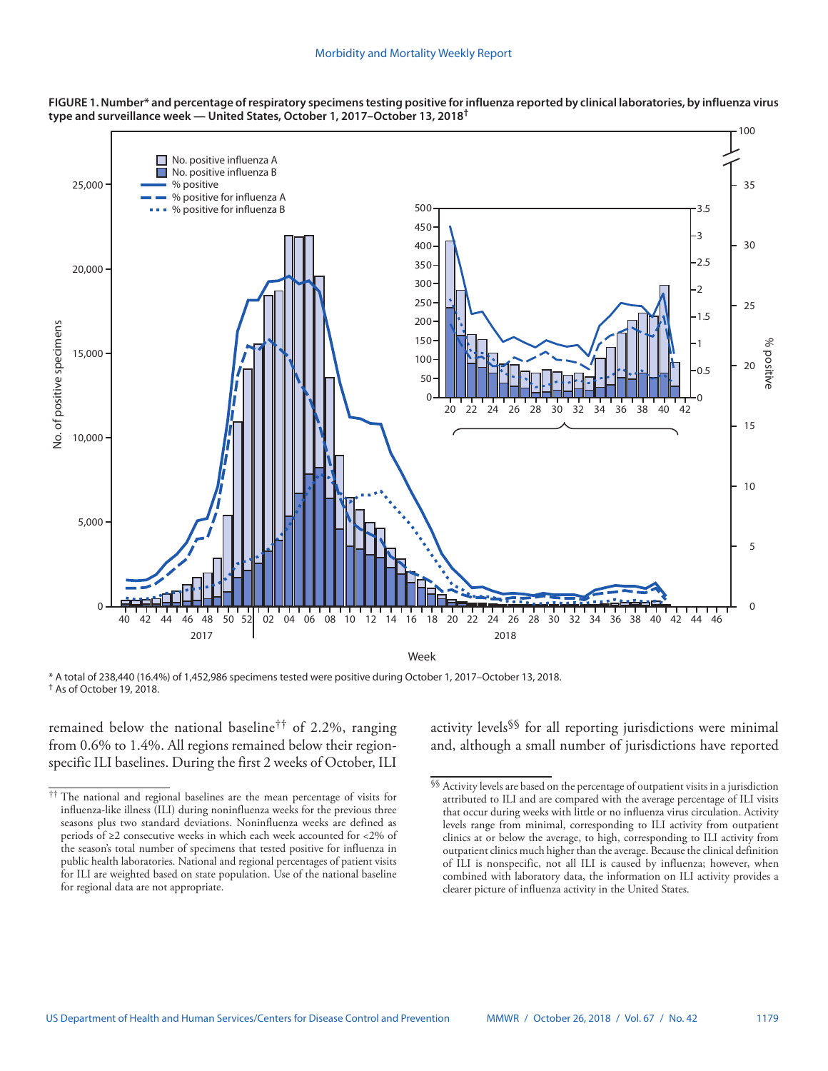**FIGURE 1. Number* and percentage of respiratory specimens testing positive for influenza reported by clinical laboratories, by influenza virus type and surveillance week — United States, October 1, 2017–October 13, 2018†**

\* A total of 238,440 (16.4%) of 1,452,986 specimens tested were positive during October 1, 2017–October 13, 2018.
† As of October 19, 2018.

remained below the national baseline†† of 2.2%, ranging from 0.6% to 1.4%. All regions remained below their region-specific ILI baselines. During the first 2 weeks of October, ILI activity levels§§ for all reporting jurisdictions were minimal and, although a small number of jurisdictions have reported

†† The national and regional baselines are the mean percentage of visits for influenza-like illness (ILI) during noninfluenza weeks for the previous three seasons plus two standard deviations. Noninfluenza weeks are defined as periods of ≥2 consecutive weeks in which each week accounted for <2% of the season's total number of specimens that tested positive for influenza in public health laboratories. National and regional percentages of patient visits for ILI are weighted based on state population. Use of the national baseline for regional data are not appropriate.

§§ Activity levels are based on the percentage of outpatient visits in a jurisdiction attributed to ILI and are compared with the average percentage of ILI visits that occur during weeks with little or no influenza virus circulation. Activity levels range from minimal, corresponding to ILI activity from outpatient clinics at or below the average, to high, corresponding to ILI activity from outpatient clinics much higher than the average. Because the clinical definition of ILI is nonspecific, not all ILI is caused by influenza; however, when combined with laboratory data, the information on ILI activity provides a clearer picture of influenza activity in the United States.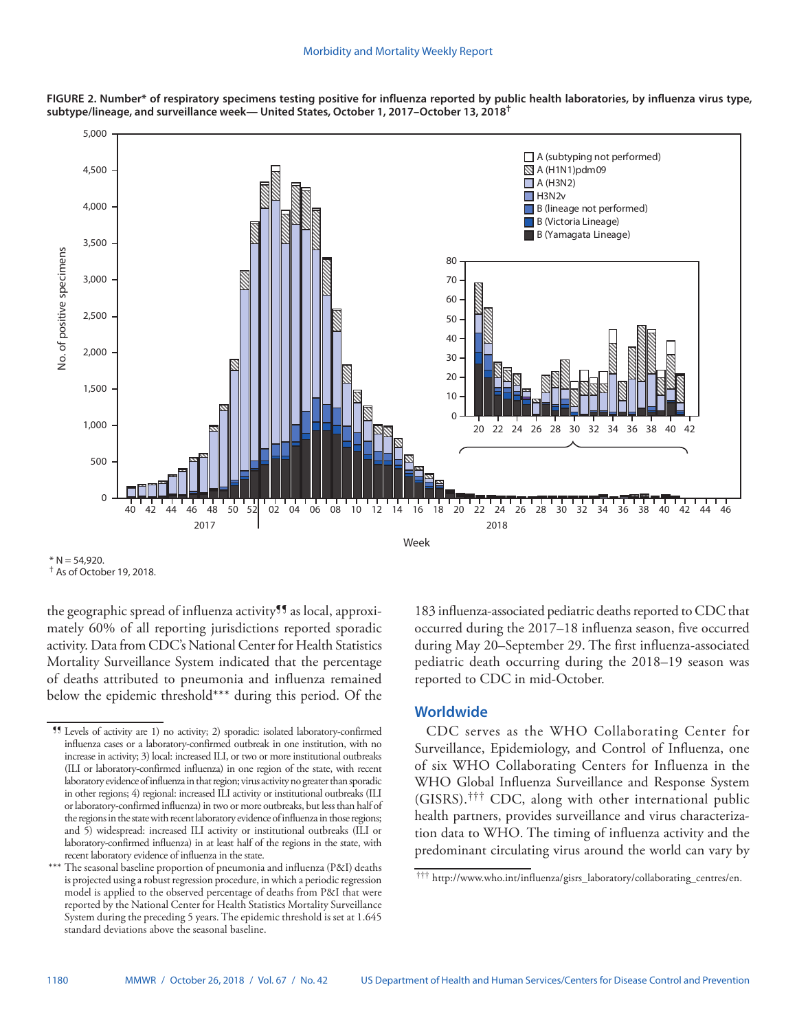**FIGURE 2. Number* of respiratory specimens testing positive for influenza reported by public health laboratories, by influenza virus type, subtype/lineage, and surveillance week— United States, October 1, 2017–October 13, 2018[†]**

\* N = 54,920.

[†] As of October 19, 2018.

the geographic spread of influenza activity[¶¶] as local, approximately 60% of all reporting jurisdictions reported sporadic activity. Data from CDC's National Center for Health Statistics Mortality Surveillance System indicated that the percentage of deaths attributed to pneumonia and influenza remained below the epidemic threshold*** during this period. Of the 183 influenza-associated pediatric deaths reported to CDC that occurred during the 2017–18 influenza season, five occurred during May 20–September 29. The first influenza-associated pediatric death occurring during the 2018–19 season was reported to CDC in mid-October.

## Worldwide

CDC serves as the WHO Collaborating Center for Surveillance, Epidemiology, and Control of Influenza, one of six WHO Collaborating Centers for Influenza in the WHO Global Influenza Surveillance and Response System (GISRS).[†††] CDC, along with other international public health partners, provides surveillance and virus characterization data to WHO. The timing of influenza activity and the predominant circulating virus around the world can vary by

[¶¶] Levels of activity are 1) no activity; 2) sporadic: isolated laboratory-confirmed influenza cases or a laboratory-confirmed outbreak in one institution, with no increase in activity; 3) local: increased ILI, or two or more institutional outbreaks (ILI or laboratory-confirmed influenza) in one region of the state, with recent laboratory evidence of influenza in that region; virus activity no greater than sporadic in other regions; 4) regional: increased ILI activity or institutional outbreaks (ILI or laboratory-confirmed influenza) in two or more outbreaks, but less than half of the regions in the state with recent laboratory evidence of influenza in those regions; and 5) widespread: increased ILI activity or institutional outbreaks (ILI or laboratory-confirmed influenza) in at least half of the regions in the state, with recent laboratory evidence of influenza in the state.

\*** The seasonal baseline proportion of pneumonia and influenza (P&I) deaths is projected using a robust regression procedure, in which a periodic regression model is applied to the observed percentage of deaths from P&I that were reported by the National Center for Health Statistics Mortality Surveillance System during the preceding 5 years. The epidemic threshold is set at 1.645 standard deviations above the seasonal baseline.

[†††] http://www.who.int/influenza/gisrs_laboratory/collaborating_centres/en.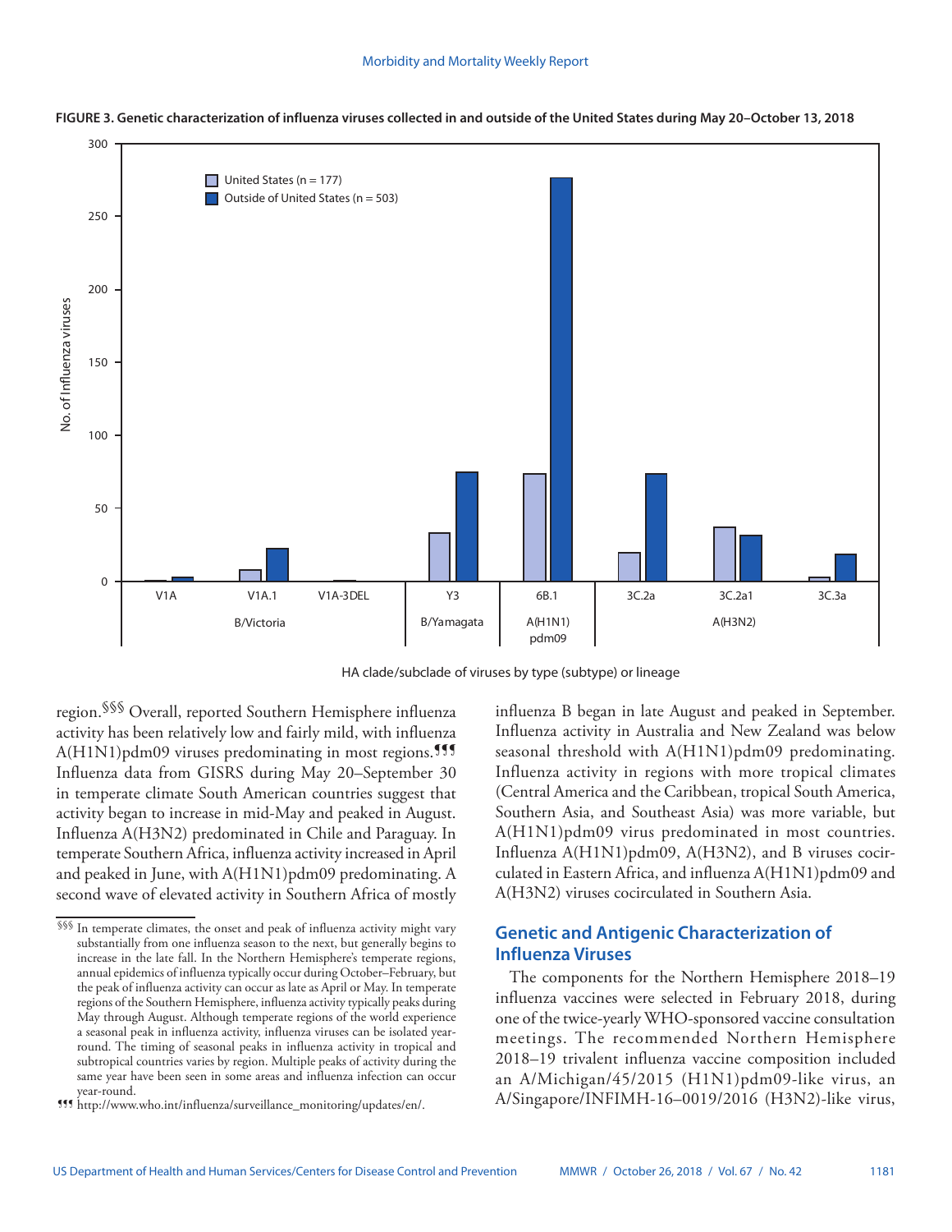**FIGURE 3. Genetic characterization of influenza viruses collected in and outside of the United States during May 20–October 13, 2018**

region.[§§§] Overall, reported Southern Hemisphere influenza activity has been relatively low and fairly mild, with influenza A(H1N1)pdm09 viruses predominating in most regions.[¶¶¶] Influenza data from GISRS during May 20–September 30 in temperate climate South American countries suggest that activity began to increase in mid-May and peaked in August. Influenza A(H3N2) predominated in Chile and Paraguay. In temperate Southern Africa, influenza activity increased in April and peaked in June, with A(H1N1)pdm09 predominating. A second wave of elevated activity in Southern Africa of mostly influenza B began in late August and peaked in September. Influenza activity in Australia and New Zealand was below seasonal threshold with A(H1N1)pdm09 predominating. Influenza activity in regions with more tropical climates (Central America and the Caribbean, tropical South America, Southern Asia, and Southeast Asia) was more variable, but A(H1N1)pdm09 virus predominated in most countries. Influenza A(H1N1)pdm09, A(H3N2), and B viruses cocirculated in Eastern Africa, and influenza A(H1N1)pdm09 and A(H3N2) viruses cocirculated in Southern Asia.

## Genetic and Antigenic Characterization of Influenza Viruses

The components for the Northern Hemisphere 2018–19 influenza vaccines were selected in February 2018, during one of the twice-yearly WHO-sponsored vaccine consultation meetings. The recommended Northern Hemisphere 2018–19 trivalent influenza vaccine composition included an A/Michigan/45/2015 (H1N1)pdm09-like virus, an A/Singapore/INFIMH-16–0019/2016 (H3N2)-like virus,

---

§§§ In temperate climates, the onset and peak of influenza activity might vary substantially from one influenza season to the next, but generally begins to increase in the late fall. In the Northern Hemisphere's temperate regions, annual epidemics of influenza typically occur during October–February, but the peak of influenza activity can occur as late as April or May. In temperate regions of the Southern Hemisphere, influenza activity typically peaks during May through August. Although temperate regions of the world experience a seasonal peak in influenza activity, influenza viruses can be isolated year-round. The timing of seasonal peaks in influenza activity in tropical and subtropical countries varies by region. Multiple peaks of activity during the same year have been seen in some areas and influenza infection can occur year-round.

¶¶¶ http://www.who.int/influenza/surveillance_monitoring/updates/en/.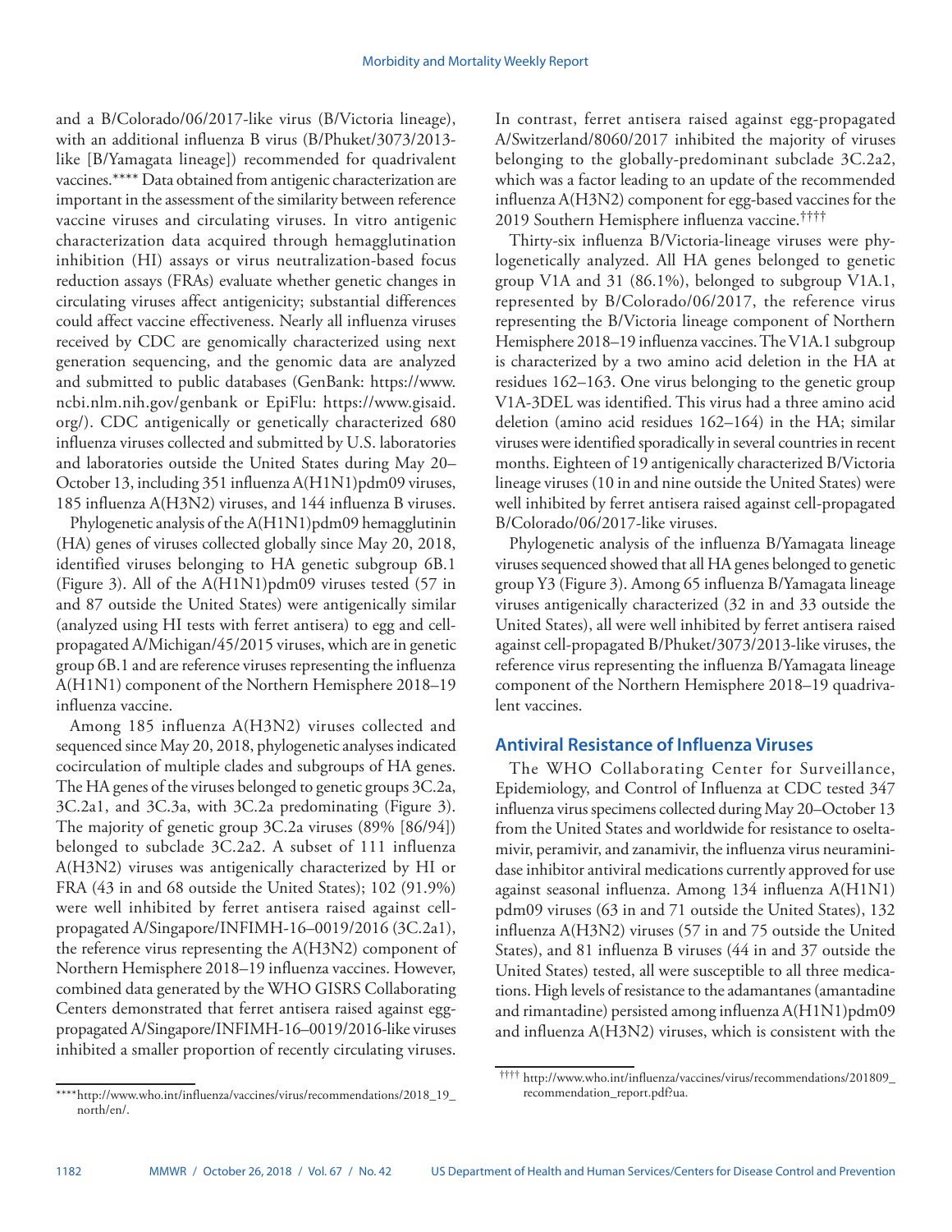and a B/Colorado/06/2017-like virus (B/Victoria lineage), with an additional influenza B virus (B/Phuket/3073/2013-like [B/Yamagata lineage]) recommended for quadrivalent vaccines.**** Data obtained from antigenic characterization are important in the assessment of the similarity between reference vaccine viruses and circulating viruses. In vitro antigenic characterization data acquired through hemagglutination inhibition (HI) assays or virus neutralization-based focus reduction assays (FRAs) evaluate whether genetic changes in circulating viruses affect antigenicity; substantial differences could affect vaccine effectiveness. Nearly all influenza viruses received by CDC are genomically characterized using next generation sequencing, and the genomic data are analyzed and submitted to public databases (GenBank: https://www.ncbi.nlm.nih.gov/genbank or EpiFlu: https://www.gisaid.org/). CDC antigenically or genetically characterized 680 influenza viruses collected and submitted by U.S. laboratories and laboratories outside the United States during May 20–October 13, including 351 influenza A(H1N1)pdm09 viruses, 185 influenza A(H3N2) viruses, and 144 influenza B viruses.

Phylogenetic analysis of the A(H1N1)pdm09 hemagglutinin (HA) genes of viruses collected globally since May 20, 2018, identified viruses belonging to HA genetic subgroup 6B.1 (Figure 3). All of the A(H1N1)pdm09 viruses tested (57 in and 87 outside the United States) were antigenically similar (analyzed using HI tests with ferret antisera) to egg and cell-propagated A/Michigan/45/2015 viruses, which are in genetic group 6B.1 and are reference viruses representing the influenza A(H1N1) component of the Northern Hemisphere 2018–19 influenza vaccine.

Among 185 influenza A(H3N2) viruses collected and sequenced since May 20, 2018, phylogenetic analyses indicated cocirculation of multiple clades and subgroups of HA genes. The HA genes of the viruses belonged to genetic groups 3C.2a, 3C.2a1, and 3C.3a, with 3C.2a predominating (Figure 3). The majority of genetic group 3C.2a viruses (89% [86/94]) belonged to subclade 3C.2a2. A subset of 111 influenza A(H3N2) viruses was antigenically characterized by HI or FRA (43 in and 68 outside the United States); 102 (91.9%) were well inhibited by ferret antisera raised against cell-propagated A/Singapore/INFIMH-16–0019/2016 (3C.2a1), the reference virus representing the A(H3N2) component of Northern Hemisphere 2018–19 influenza vaccines. However, combined data generated by the WHO GISRS Collaborating Centers demonstrated that ferret antisera raised against egg-propagated A/Singapore/INFIMH-16–0019/2016-like viruses inhibited a smaller proportion of recently circulating viruses. In contrast, ferret antisera raised against egg-propagated A/Switzerland/8060/2017 inhibited the majority of viruses belonging to the globally-predominant subclade 3C.2a2, which was a factor leading to an update of the recommended influenza A(H3N2) component for egg-based vaccines for the 2019 Southern Hemisphere influenza vaccine.††††

Thirty-six influenza B/Victoria-lineage viruses were phylogenetically analyzed. All HA genes belonged to genetic group V1A and 31 (86.1%), belonged to subgroup V1A.1, represented by B/Colorado/06/2017, the reference virus representing the B/Victoria lineage component of Northern Hemisphere 2018–19 influenza vaccines. The V1A.1 subgroup is characterized by a two amino acid deletion in the HA at residues 162–163. One virus belonging to the genetic group V1A-3DEL was identified. This virus had a three amino acid deletion (amino acid residues 162–164) in the HA; similar viruses were identified sporadically in several countries in recent months. Eighteen of 19 antigenically characterized B/Victoria lineage viruses (10 in and nine outside the United States) were well inhibited by ferret antisera raised against cell-propagated B/Colorado/06/2017-like viruses.

Phylogenetic analysis of the influenza B/Yamagata lineage viruses sequenced showed that all HA genes belonged to genetic group Y3 (Figure 3). Among 65 influenza B/Yamagata lineage viruses antigenically characterized (32 in and 33 outside the United States), all were well inhibited by ferret antisera raised against cell-propagated B/Phuket/3073/2013-like viruses, the reference virus representing the influenza B/Yamagata lineage component of the Northern Hemisphere 2018–19 quadrivalent vaccines.

## Antiviral Resistance of Influenza Viruses

The WHO Collaborating Center for Surveillance, Epidemiology, and Control of Influenza at CDC tested 347 influenza virus specimens collected during May 20–October 13 from the United States and worldwide for resistance to oseltamivir, peramivir, and zanamivir, the influenza virus neuraminidase inhibitor antiviral medications currently approved for use against seasonal influenza. Among 134 influenza A(H1N1)pdm09 viruses (63 in and 71 outside the United States), 132 influenza A(H3N2) viruses (57 in and 75 outside the United States), and 81 influenza B viruses (44 in and 37 outside the United States) tested, all were susceptible to all three medications. High levels of resistance to the adamantanes (amantadine and rimantadine) persisted among influenza A(H1N1)pdm09 and influenza A(H3N2) viruses, which is consistent with the

****http://www.who.int/influenza/vaccines/virus/recommendations/2018_19_north/en/.

†††† http://www.who.int/influenza/vaccines/virus/recommendations/201809_recommendation_report.pdf?ua.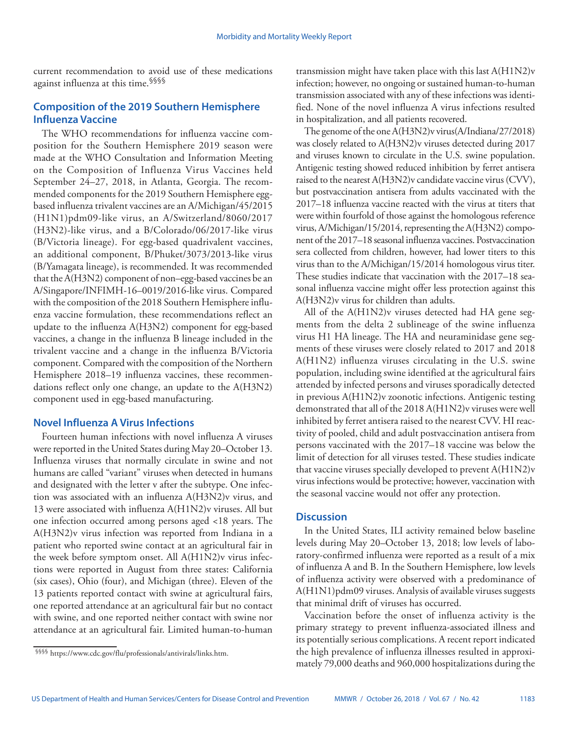current recommendation to avoid use of these medications against influenza at this time.[§§§§]

## Composition of the 2019 Southern Hemisphere Influenza Vaccine

The WHO recommendations for influenza vaccine composition for the Southern Hemisphere 2019 season were made at the WHO Consultation and Information Meeting on the Composition of Influenza Virus Vaccines held September 24–27, 2018, in Atlanta, Georgia. The recommended components for the 2019 Southern Hemisphere egg-based influenza trivalent vaccines are an A/Michigan/45/2015 (H1N1)pdm09-like virus, an A/Switzerland/8060/2017 (H3N2)-like virus, and a B/Colorado/06/2017-like virus (B/Victoria lineage). For egg-based quadrivalent vaccines, an additional component, B/Phuket/3073/2013-like virus (B/Yamagata lineage), is recommended. It was recommended that the A(H3N2) component of non–egg-based vaccines be an A/Singapore/INFIMH-16–0019/2016-like virus. Compared with the composition of the 2018 Southern Hemisphere influenza vaccine formulation, these recommendations reflect an update to the influenza A(H3N2) component for egg-based vaccines, a change in the influenza B lineage included in the trivalent vaccine and a change in the influenza B/Victoria component. Compared with the composition of the Northern Hemisphere 2018–19 influenza vaccines, these recommendations reflect only one change, an update to the A(H3N2) component used in egg-based manufacturing.

## Novel Influenza A Virus Infections

Fourteen human infections with novel influenza A viruses were reported in the United States during May 20–October 13. Influenza viruses that normally circulate in swine and not humans are called "variant" viruses when detected in humans and designated with the letter v after the subtype. One infection was associated with an influenza A(H3N2)v virus, and 13 were associated with influenza A(H1N2)v viruses. All but one infection occurred among persons aged <18 years. The A(H3N2)v virus infection was reported from Indiana in a patient who reported swine contact at an agricultural fair in the week before symptom onset. All A(H1N2)v virus infections were reported in August from three states: California (six cases), Ohio (four), and Michigan (three). Eleven of the 13 patients reported contact with swine at agricultural fairs, one reported attendance at an agricultural fair but no contact with swine, and one reported neither contact with swine nor attendance at an agricultural fair. Limited human-to-human transmission might have taken place with this last A(H1N2)v infection; however, no ongoing or sustained human-to-human transmission associated with any of these infections was identified. None of the novel influenza A virus infections resulted in hospitalization, and all patients recovered.

The genome of the one A(H3N2)v virus (A/Indiana/27/2018) was closely related to A(H3N2)v viruses detected during 2017 and viruses known to circulate in the U.S. swine population. Antigenic testing showed reduced inhibition by ferret antisera raised to the nearest A(H3N2)v candidate vaccine virus (CVV), but postvaccination antisera from adults vaccinated with the 2017–18 influenza vaccine reacted with the virus at titers that were within fourfold of those against the homologous reference virus, A/Michigan/15/2014, representing the A(H3N2) component of the 2017–18 seasonal influenza vaccines. Postvaccination sera collected from children, however, had lower titers to this virus than to the A/Michigan/15/2014 homologous virus titer. These studies indicate that vaccination with the 2017–18 seasonal influenza vaccine might offer less protection against this A(H3N2)v virus for children than adults.

All of the A(H1N2)v viruses detected had HA gene segments from the delta 2 sublineage of the swine influenza virus H1 HA lineage. The HA and neuraminidase gene segments of these viruses were closely related to 2017 and 2018 A(H1N2) influenza viruses circulating in the U.S. swine population, including swine identified at the agricultural fairs attended by infected persons and viruses sporadically detected in previous A(H1N2)v zoonotic infections. Antigenic testing demonstrated that all of the 2018 A(H1N2)v viruses were well inhibited by ferret antisera raised to the nearest CVV. HI reactivity of pooled, child and adult postvaccination antisera from persons vaccinated with the 2017–18 vaccine was below the limit of detection for all viruses tested. These studies indicate that vaccine viruses specially developed to prevent A(H1N2)v virus infections would be protective; however, vaccination with the seasonal vaccine would not offer any protection.

## Discussion

In the United States, ILI activity remained below baseline levels during May 20–October 13, 2018; low levels of laboratory-confirmed influenza were reported as a result of a mix of influenza A and B. In the Southern Hemisphere, low levels of influenza activity were observed with a predominance of A(H1N1)pdm09 viruses. Analysis of available viruses suggests that minimal drift of viruses has occurred.

Vaccination before the onset of influenza activity is the primary strategy to prevent influenza-associated illness and its potentially serious complications. A recent report indicated the high prevalence of influenza illnesses resulted in approximately 79,000 deaths and 960,000 hospitalizations during the

[§§§§] https://www.cdc.gov/flu/professionals/antivirals/links.htm.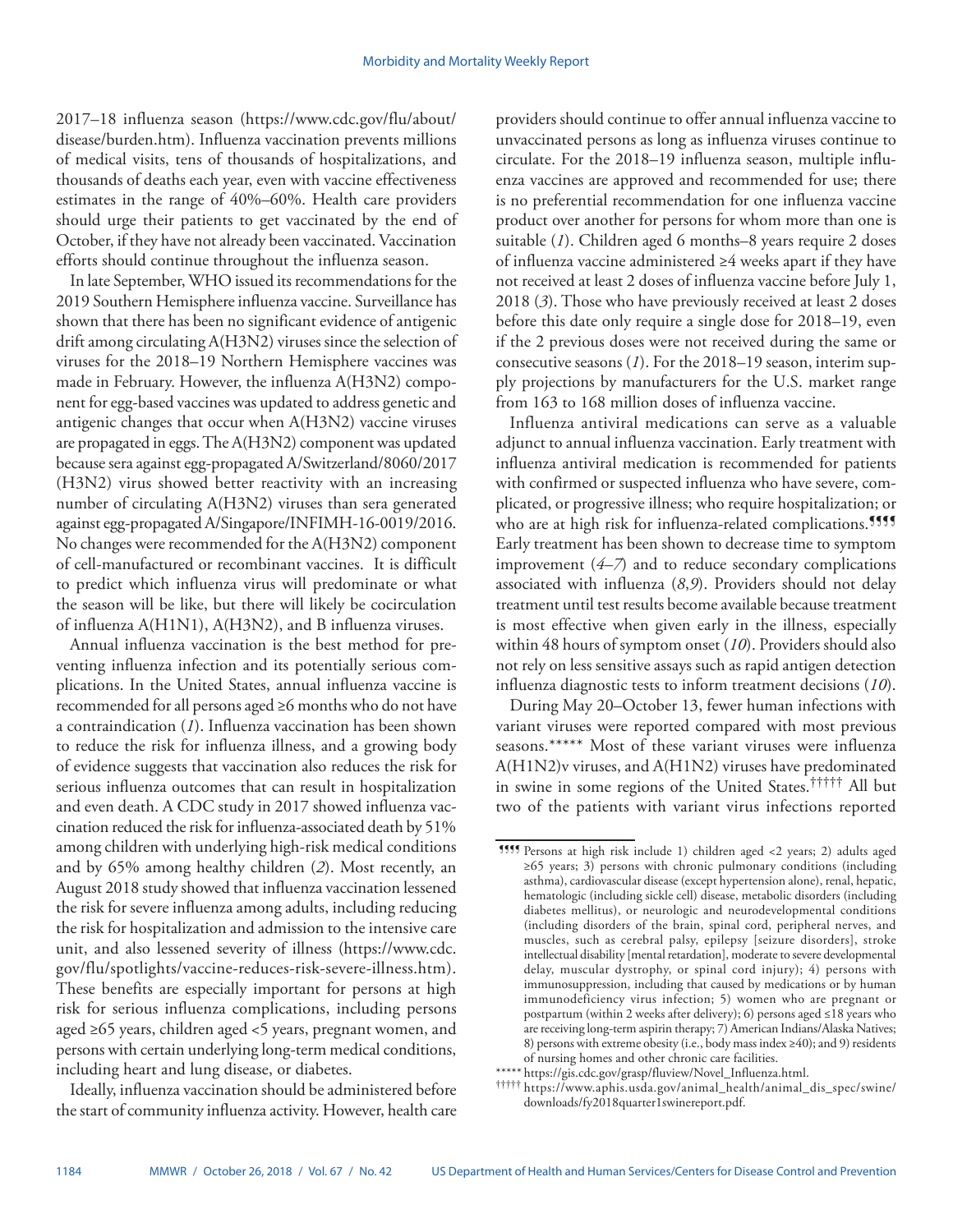2017–18 influenza season (https://www.cdc.gov/flu/about/disease/burden.htm). Influenza vaccination prevents millions of medical visits, tens of thousands of hospitalizations, and thousands of deaths each year, even with vaccine effectiveness estimates in the range of 40%–60%. Health care providers should urge their patients to get vaccinated by the end of October, if they have not already been vaccinated. Vaccination efforts should continue throughout the influenza season.

In late September, WHO issued its recommendations for the 2019 Southern Hemisphere influenza vaccine. Surveillance has shown that there has been no significant evidence of antigenic drift among circulating A(H3N2) viruses since the selection of viruses for the 2018–19 Northern Hemisphere vaccines was made in February. However, the influenza A(H3N2) component for egg-based vaccines was updated to address genetic and antigenic changes that occur when A(H3N2) vaccine viruses are propagated in eggs. The A(H3N2) component was updated because sera against egg-propagated A/Switzerland/8060/2017 (H3N2) virus showed better reactivity with an increasing number of circulating A(H3N2) viruses than sera generated against egg-propagated A/Singapore/INFIMH-16-0019/2016. No changes were recommended for the A(H3N2) component of cell-manufactured or recombinant vaccines. It is difficult to predict which influenza virus will predominate or what the season will be like, but there will likely be cocirculation of influenza A(H1N1), A(H3N2), and B influenza viruses.

Annual influenza vaccination is the best method for preventing influenza infection and its potentially serious complications. In the United States, annual influenza vaccine is recommended for all persons aged ≥6 months who do not have a contraindication (*1*). Influenza vaccination has been shown to reduce the risk for influenza illness, and a growing body of evidence suggests that vaccination also reduces the risk for serious influenza outcomes that can result in hospitalization and even death. A CDC study in 2017 showed influenza vaccination reduced the risk for influenza-associated death by 51% among children with underlying high-risk medical conditions and by 65% among healthy children (*2*). Most recently, an August 2018 study showed that influenza vaccination lessened the risk for severe influenza among adults, including reducing the risk for hospitalization and admission to the intensive care unit, and also lessened severity of illness (https://www.cdc.gov/flu/spotlights/vaccine-reduces-risk-severe-illness.htm). These benefits are especially important for persons at high risk for serious influenza complications, including persons aged ≥65 years, children aged <5 years, pregnant women, and persons with certain underlying long-term medical conditions, including heart and lung disease, or diabetes.

Ideally, influenza vaccination should be administered before the start of community influenza activity. However, health care providers should continue to offer annual influenza vaccine to unvaccinated persons as long as influenza viruses continue to circulate. For the 2018–19 influenza season, multiple influenza vaccines are approved and recommended for use; there is no preferential recommendation for one influenza vaccine product over another for persons for whom more than one is suitable (*1*). Children aged 6 months–8 years require 2 doses of influenza vaccine administered ≥4 weeks apart if they have not received at least 2 doses of influenza vaccine before July 1, 2018 (*3*). Those who have previously received at least 2 doses before this date only require a single dose for 2018–19, even if the 2 previous doses were not received during the same or consecutive seasons (*1*). For the 2018–19 season, interim supply projections by manufacturers for the U.S. market range from 163 to 168 million doses of influenza vaccine.

Influenza antiviral medications can serve as a valuable adjunct to annual influenza vaccination. Early treatment with influenza antiviral medication is recommended for patients with confirmed or suspected influenza who have severe, complicated, or progressive illness; who require hospitalization; or who are at high risk for influenza-related complications.[¶¶¶¶] Early treatment has been shown to decrease time to symptom improvement (*4*–*7*) and to reduce secondary complications associated with influenza (*8*,*9*). Providers should not delay treatment until test results become available because treatment is most effective when given early in the illness, especially within 48 hours of symptom onset (*10*). Providers should also not rely on less sensitive assays such as rapid antigen detection influenza diagnostic tests to inform treatment decisions (*10*).

During May 20–October 13, fewer human infections with variant viruses were reported compared with most previous seasons.[*****] Most of these variant viruses were influenza A(H1N2)v viruses, and A(H1N2) viruses have predominated in swine in some regions of the United States.[†††††] All but two of the patients with variant virus infections reported

---

¶¶¶¶ Persons at high risk include 1) children aged <2 years; 2) adults aged ≥65 years; 3) persons with chronic pulmonary conditions (including asthma), cardiovascular disease (except hypertension alone), renal, hepatic, hematologic (including sickle cell) disease, metabolic disorders (including diabetes mellitus), or neurologic and neurodevelopmental conditions (including disorders of the brain, spinal cord, peripheral nerves, and muscles, such as cerebral palsy, epilepsy [seizure disorders], stroke intellectual disability [mental retardation], moderate to severe developmental delay, muscular dystrophy, or spinal cord injury); 4) persons with immunosuppression, including that caused by medications or by human immunodeficiency virus infection; 5) women who are pregnant or postpartum (within 2 weeks after delivery); 6) persons aged ≤18 years who are receiving long-term aspirin therapy; 7) American Indians/Alaska Natives; 8) persons with extreme obesity (i.e., body mass index ≥40); and 9) residents of nursing homes and other chronic care facilities.

***** https://gis.cdc.gov/grasp/fluview/Novel_Influenza.html.

††††† https://www.aphis.usda.gov/animal_health/animal_dis_spec/swine/downloads/fy2018quarter1swinereport.pdf.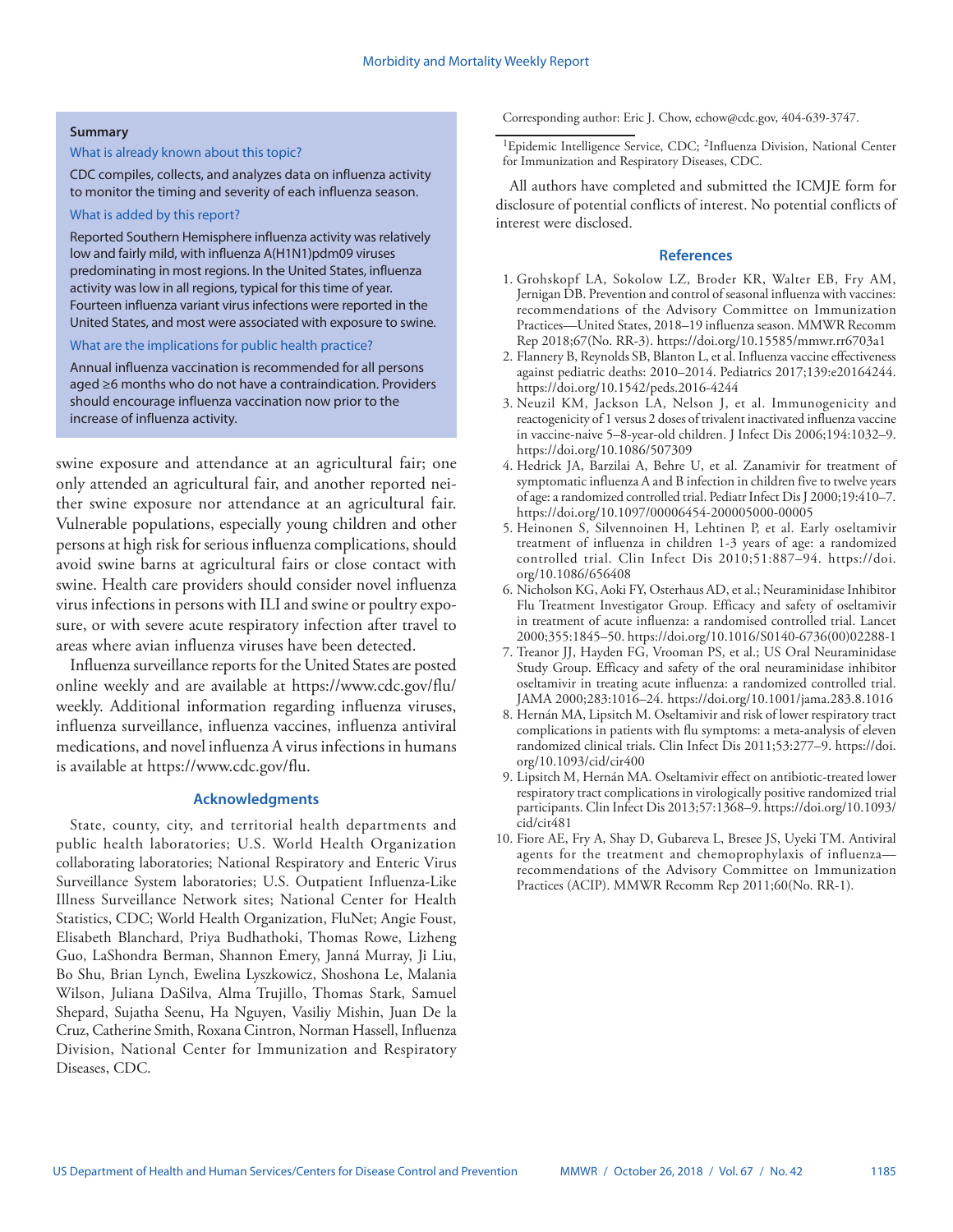**Summary**

What is already known about this topic?

CDC compiles, collects, and analyzes data on influenza activity to monitor the timing and severity of each influenza season.

What is added by this report?

Reported Southern Hemisphere influenza activity was relatively low and fairly mild, with influenza A(H1N1)pdm09 viruses predominating in most regions. In the United States, influenza activity was low in all regions, typical for this time of year. Fourteen influenza variant virus infections were reported in the United States, and most were associated with exposure to swine.

What are the implications for public health practice?

Annual influenza vaccination is recommended for all persons aged ≥6 months who do not have a contraindication. Providers should encourage influenza vaccination now prior to the increase of influenza activity.

swine exposure and attendance at an agricultural fair; one only attended an agricultural fair, and another reported neither swine exposure nor attendance at an agricultural fair. Vulnerable populations, especially young children and other persons at high risk for serious influenza complications, should avoid swine barns at agricultural fairs or close contact with swine. Health care providers should consider novel influenza virus infections in persons with ILI and swine or poultry exposure, or with severe acute respiratory infection after travel to areas where avian influenza viruses have been detected.

Influenza surveillance reports for the United States are posted online weekly and are available at https://www.cdc.gov/flu/weekly. Additional information regarding influenza viruses, influenza surveillance, influenza vaccines, influenza antiviral medications, and novel influenza A virus infections in humans is available at https://www.cdc.gov/flu.

## Acknowledgments

State, county, city, and territorial health departments and public health laboratories; U.S. World Health Organization collaborating laboratories; National Respiratory and Enteric Virus Surveillance System laboratories; U.S. Outpatient Influenza-Like Illness Surveillance Network sites; National Center for Health Statistics, CDC; World Health Organization, FluNet; Angie Foust, Elisabeth Blanchard, Priya Budhathoki, Thomas Rowe, Lizheng Guo, LaShondra Berman, Shannon Emery, Janná Murray, Ji Liu, Bo Shu, Brian Lynch, Ewelina Lyszkowicz, Shoshona Le, Malania Wilson, Juliana DaSilva, Alma Trujillo, Thomas Stark, Samuel Shepard, Sujatha Seenu, Ha Nguyen, Vasiliy Mishin, Juan De la Cruz, Catherine Smith, Roxana Cintron, Norman Hassell, Influenza Division, National Center for Immunization and Respiratory Diseases, CDC.

Corresponding author: Eric J. Chow, echow@cdc.gov, 404-639-3747.

[1]Epidemic Intelligence Service, CDC; [2]Influenza Division, National Center for Immunization and Respiratory Diseases, CDC.

All authors have completed and submitted the ICMJE form for disclosure of potential conflicts of interest. No potential conflicts of interest were disclosed.

## References

1. Grohskopf LA, Sokolow LZ, Broder KR, Walter EB, Fry AM, Jernigan DB. Prevention and control of seasonal influenza with vaccines: recommendations of the Advisory Committee on Immunization Practices—United States, 2018–19 influenza season. MMWR Recomm Rep 2018;67(No. RR-3). https://doi.org/10.15585/mmwr.rr6703a1
2. Flannery B, Reynolds SB, Blanton L, et al. Influenza vaccine effectiveness against pediatric deaths: 2010–2014. Pediatrics 2017;139:e20164244. https://doi.org/10.1542/peds.2016-4244
3. Neuzil KM, Jackson LA, Nelson J, et al. Immunogenicity and reactogenicity of 1 versus 2 doses of trivalent inactivated influenza vaccine in vaccine-naive 5–8-year-old children. J Infect Dis 2006;194:1032–9. https://doi.org/10.1086/507309
4. Hedrick JA, Barzilai A, Behre U, et al. Zanamivir for treatment of symptomatic influenza A and B infection in children five to twelve years of age: a randomized controlled trial. Pediatr Infect Dis J 2000;19:410–7. https://doi.org/10.1097/00006454-200005000-00005
5. Heinonen S, Silvennoinen H, Lehtinen P, et al. Early oseltamivir treatment of influenza in children 1-3 years of age: a randomized controlled trial. Clin Infect Dis 2010;51:887–94. https://doi.org/10.1086/656408
6. Nicholson KG, Aoki FY, Osterhaus AD, et al.; Neuraminidase Inhibitor Flu Treatment Investigator Group. Efficacy and safety of oseltamivir in treatment of acute influenza: a randomised controlled trial. Lancet 2000;355:1845–50. https://doi.org/10.1016/S0140-6736(00)02288-1
7. Treanor JJ, Hayden FG, Vrooman PS, et al.; US Oral Neuraminidase Study Group. Efficacy and safety of the oral neuraminidase inhibitor oseltamivir in treating acute influenza: a randomized controlled trial. JAMA 2000;283:1016–24. https://doi.org/10.1001/jama.283.8.1016
8. Hernán MA, Lipsitch M. Oseltamivir and risk of lower respiratory tract complications in patients with flu symptoms: a meta-analysis of eleven randomized clinical trials. Clin Infect Dis 2011;53:277–9. https://doi.org/10.1093/cid/cir400
9. Lipsitch M, Hernán MA. Oseltamivir effect on antibiotic-treated lower respiratory tract complications in virologically positive randomized trial participants. Clin Infect Dis 2013;57:1368–9. https://doi.org/10.1093/cid/cit481
10. Fiore AE, Fry A, Shay D, Gubareva L, Bresee JS, Uyeki TM. Antiviral agents for the treatment and chemoprophylaxis of influenza—recommendations of the Advisory Committee on Immunization Practices (ACIP). MMWR Recomm Rep 2011;60(No. RR-1).